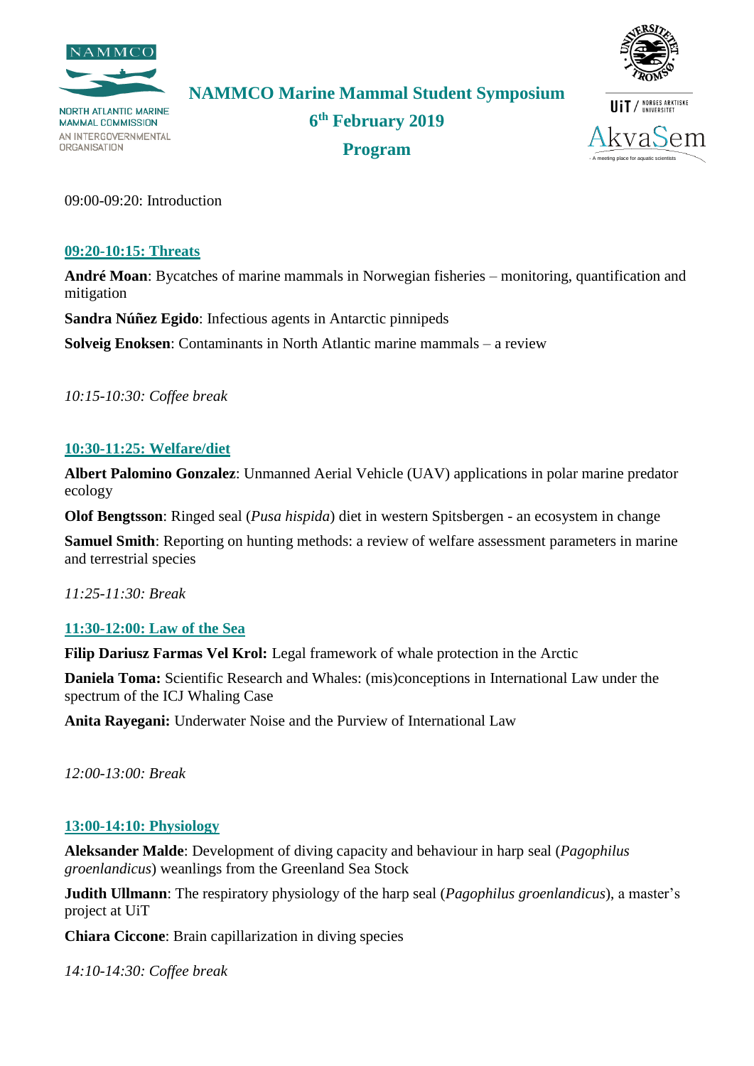# NAMMCO Marine Mammal Student Symposium

**6th February 2019**

**Program**

09:00-09:20: Introduction

## 09:20-10:15: Threats

**André Moan**: Bycatches of marine mammals in Norwegian fisheries – monitoring, quantification and mitigation

**Sandra Núñez Egido**: Infectious agents in Antarctic pinnipeds

**Solveig Enoksen**: Contaminants in North Atlantic marine mammals – a review

*10:15-10:30: Coffee break*

## 10:30-11:25: Welfare/diet

**Albert Palomino Gonzalez**: Unmanned Aerial Vehicle (UAV) applications in polar marine predator ecology

**Olof Bengtsson**: Ringed seal (*Pusa hispida*) diet in western Spitsbergen - an ecosystem in change

**Samuel Smith**: Reporting on hunting methods: a review of welfare assessment parameters in marine and terrestrial species

*11:25-11:30: Break*

## 11:30-12:00: Law of the Sea

**Filip Dariusz Farmas Vel Krol:** Legal framework of whale protection in the Arctic

**Daniela Toma:** Scientific Research and Whales: (mis)conceptions in International Law under the spectrum of the ICJ Whaling Case

**Anita Rayegani:** Underwater Noise and the Purview of International Law

*12:00-13:00: Break*

## 13:00-14:10: Physiology

**Aleksander Malde**: Development of diving capacity and behaviour in harp seal (*Pagophilus groenlandicus*) weanlings from the Greenland Sea Stock

**Judith Ullmann**: The respiratory physiology of the harp seal (*Pagophilus groenlandicus*), a master's project at UiT

**Chiara Ciccone**: Brain capillarization in diving species

*14:10-14:30: Coffee break*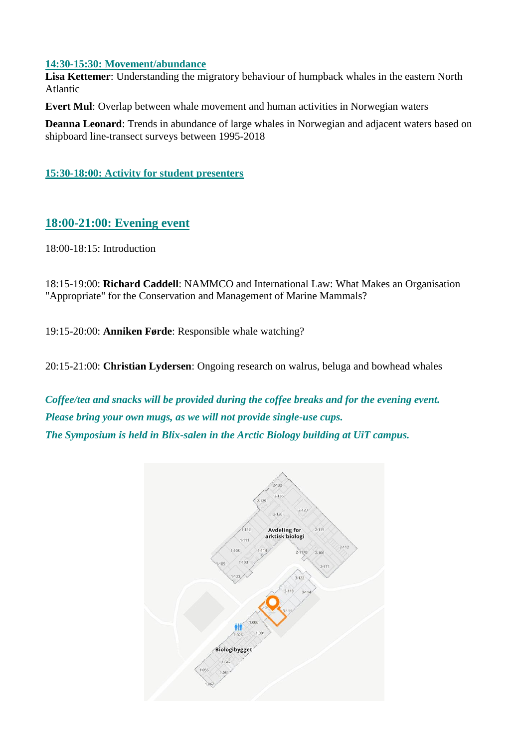### 14:30-15:30: Movement/abundance

**Lisa Kettemer**: Understanding the migratory behaviour of humpback whales in the eastern North Atlantic

**Evert Mul**: Overlap between whale movement and human activities in Norwegian waters

**Deanna Leonard**: Trends in abundance of large whales in Norwegian and adjacent waters based on shipboard line-transect surveys between 1995-2018

### 15:30-18:00: Activity for student presenters

## 18:00-21:00: Evening event

18:00-18:15: Introduction

18:15-19:00: **Richard Caddell**: NAMMCO and International Law: What Makes an Organisation "Appropriate" for the Conservation and Management of Marine Mammals?

19:15-20:00: **Anniken Førde**: Responsible whale watching?

20:15-21:00: **Christian Lydersen**: Ongoing research on walrus, beluga and bowhead whales

***Coffee/tea and snacks will be provided during the coffee breaks and for the evening event.***

***Please bring your own mugs, as we will not provide single-use cups.***

***The Symposium is held in Blix-salen in the Arctic Biology building at UiT campus.***

2-132
2-136
2-129
2-120
2-126
1-112
Avdeling for arktisk biologi
2-115
1-111
1-108
1-114
2-117B
2-106
2-112
1-105
1-103
2-111
1-123
3-122
3-118
3-114
3-111
1.006
1.026
1.001
Biologibygget
1.047
1.056
1.061
1.067